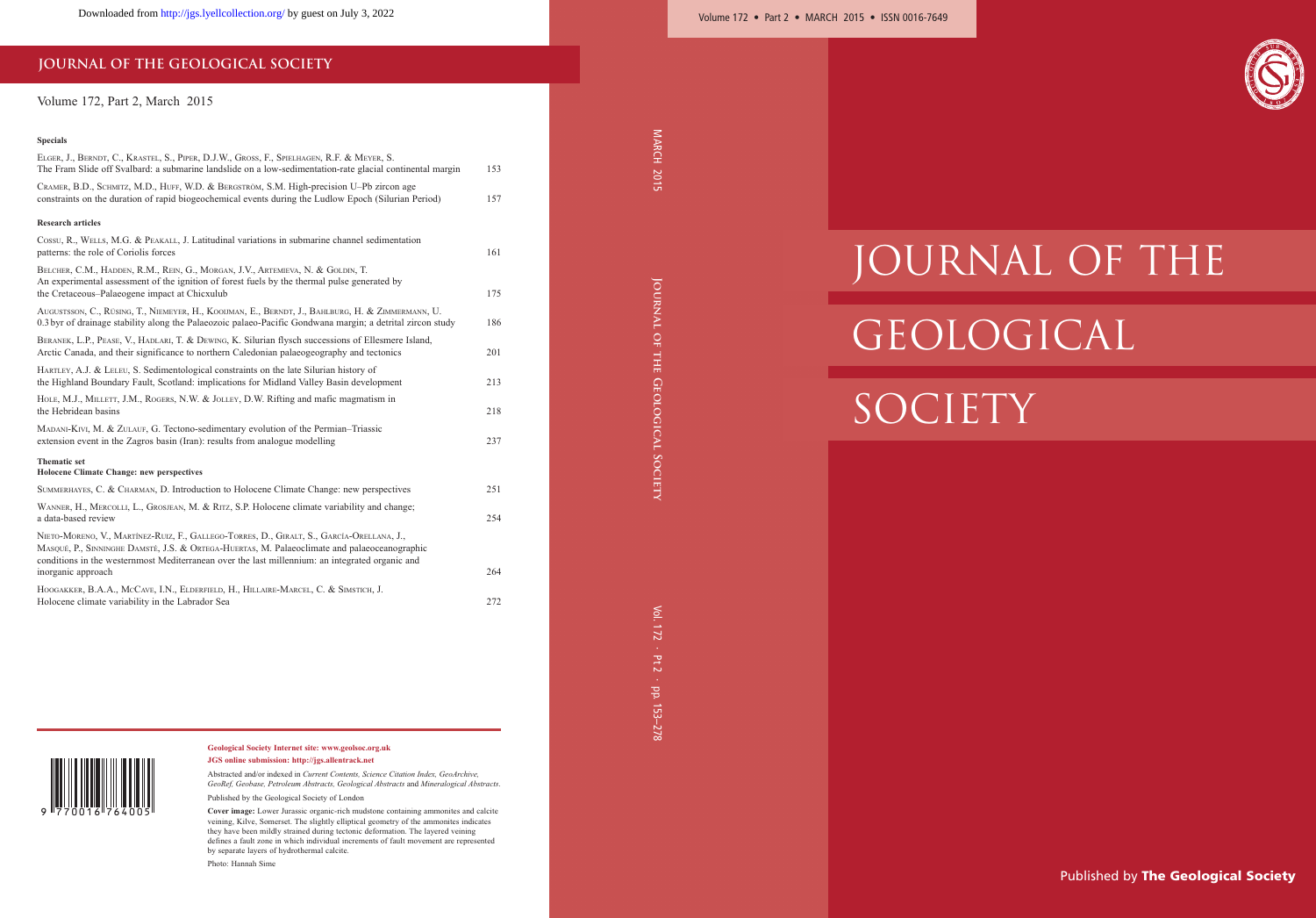# JOURNAL OF THE GEOLOGICAL SOCIETY

Volume 172, Part 2, March 2015

### Specials

Elger, J., Berndt, C., Krastel, S., Piper, D.J.W., Gross, F., Spielhagen, R.F. & Meyer, S. The Fram Slide off Svalbard: a submarine landslide on a low-sedimentation-rate glacial continental margin 153

Cramer, B.D., Schmitz, M.D., Huff, W.D. & Bergström, S.M. High-precision U–Pb zircon age constraints on the duration of rapid biogeochemical events during the Ludlow Epoch (Silurian Period) 157

### Research articles

Cossu, R., Wells, M.G. & Peakall, J. Latitudinal variations in submarine channel sedimentation patterns: the role of Coriolis forces 161

Belcher, C.M., Hadden, R.M., Rein, G., Morgan, J.V., Artemieva, N. & Goldin, T. An experimental assessment of the ignition of forest fuels by the thermal pulse generated by the Cretaceous–Palaeogene impact at Chicxulub 175

Augustsson, C., Rüsing, T., Niemeyer, H., Kooijman, E., Berndt, J., Bahlburg, H. & Zimmermann, U. 0.3 byr of drainage stability along the Palaeozoic palaeo-Pacific Gondwana margin; a detrital zircon study 186

Beranek, L.P., Pease, V., Hadlari, T. & Dewing, K. Silurian flysch successions of Ellesmere Island, Arctic Canada, and their significance to northern Caledonian palaeogeography and tectonics 201

Hartley, A.J. & Leleu, S. Sedimentological constraints on the late Silurian history of the Highland Boundary Fault, Scotland: implications for Midland Valley Basin development 213

Hole, M.J., Millett, J.M., Rogers, N.W. & Jolley, D.W. Rifting and mafic magmatism in the Hebridean basins 218

Madani-Kivi, M. & Zulauf, G. Tectono-sedimentary evolution of the Permian–Triassic extension event in the Zagros basin (Iran): results from analogue modelling 237

### Thematic set
### Holocene Climate Change: new perspectives

Summerhayes, C. & Charman, D. Introduction to Holocene Climate Change: new perspectives 251

Wanner, H., Mercolli, L., Grosjean, M. & Ritz, S.P. Holocene climate variability and change; a data-based review 254

Nieto-Moreno, V., Martínez-Ruiz, F., Gallego-Torres, D., Giralt, S., García-Orellana, J., Masqué, P., Sinninghe Damsté, J.S. & Ortega-Huertas, M. Palaeoclimate and palaeoceanographic conditions in the westernmost Mediterranean over the last millennium: an integrated organic and inorganic approach 264

Hoogakker, B.A.A., McCave, I.N., Elderfield, H., Hillaire-Marcel, C. & Simstich, J. Holocene climate variability in the Labrador Sea 272

---

9 770016 764005

**Geological Society Internet site: www.geolsoc.org.uk**
**JGS online submission: http://jgs.allentrack.net**

Abstracted and/or indexed in *Current Contents, Science Citation Index, GeoArchive, GeoRef, Geobase, Petroleum Abstracts, Geological Abstracts* and *Mineralogical Abstracts*.

Published by the Geological Society of London

**Cover image:** Lower Jurassic organic-rich mudstone containing ammonites and calcite veining, Kilve, Somerset. The slightly elliptical geometry of the ammonites indicates they have been mildly strained during tectonic deformation. The layered veining defines a fault zone in which individual increments of fault movement are represented by separate layers of hydrothermal calcite.

Photo: Hannah Sime

# JOURNAL OF THE GEOLOGICAL SOCIETY

Published by **The Geological Society**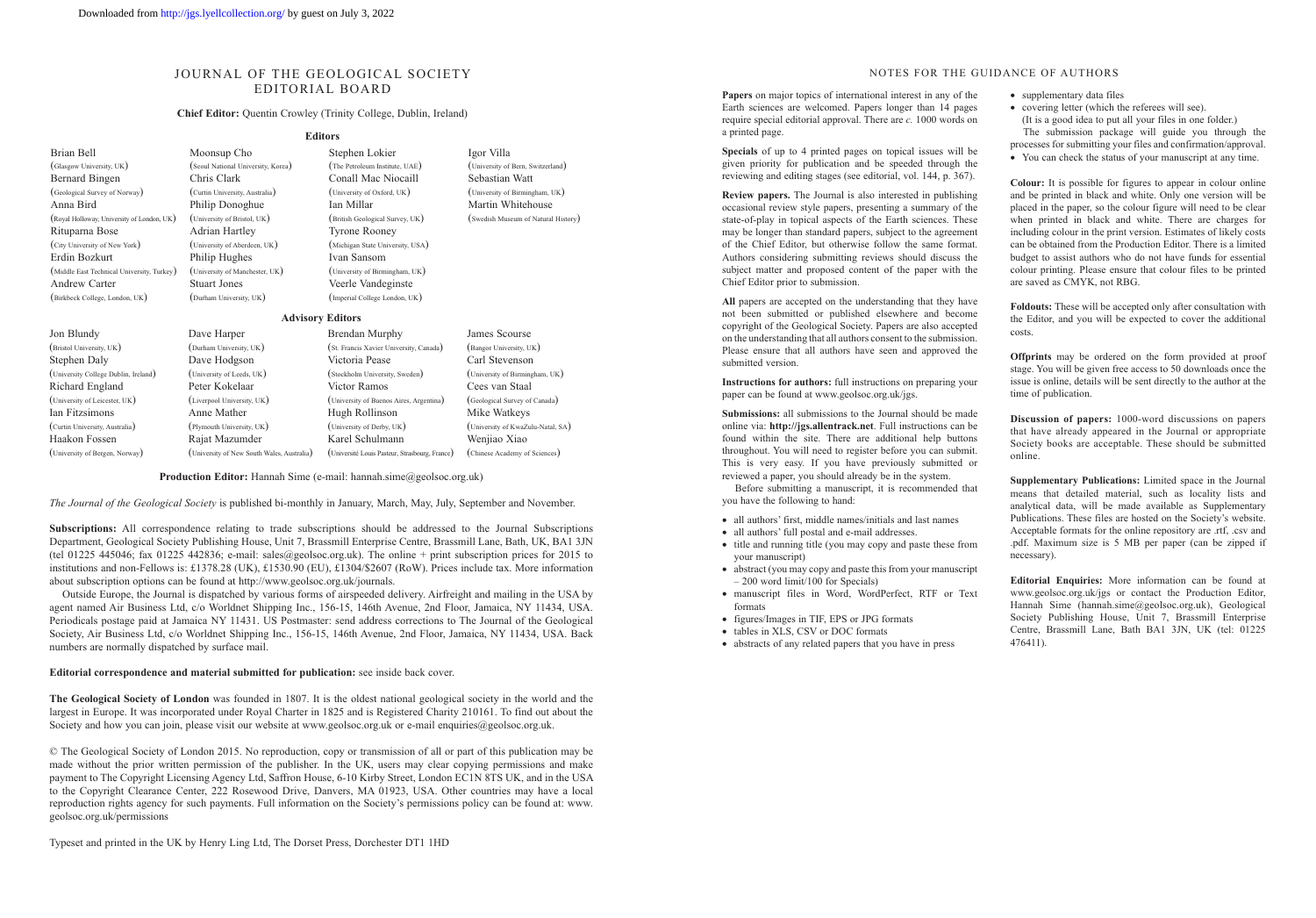# JOURNAL OF THE GEOLOGICAL SOCIETY EDITORIAL BOARD

**Chief Editor:** Quentin Crowley (Trinity College, Dublin, Ireland)

## Editors

| | | | |
|---|---|---|---|
| Brian Bell (Glasgow University, UK) | Moonsup Cho (Seoul National University, Korea) | Stephen Lokier (The Petroleum Institute, UAE) | Igor Villa (University of Bern, Switzerland) |
| Bernard Bingen (Geological Survey of Norway) | Chris Clark (Curtin University, Australia) | Conall Mac Niocaill (University of Oxford, UK) | Sebastian Watt (University of Birmingham, UK) |
| Anna Bird (Royal Holloway, University of London, UK) | Philip Donoghue (University of Bristol, UK) | Ian Millar (British Geological Survey, UK) | Martin Whitehouse (Swedish Museum of Natural History) |
| Rituparna Bose (City University of New York) | Adrian Hartley (University of Aberdeen, UK) | Tyrone Rooney (Michigan State University, USA) | |
| Erdin Bozkurt (Middle East Technical University, Turkey) | Philip Hughes (University of Manchester, UK) | Ivan Sansom (University of Birmingham, UK) | |
| Andrew Carter (Birkbeck College, London, UK) | Stuart Jones (Durham University, UK) | Veerle Vandeginste (Imperial College London, UK) | |

## Advisory Editors

| | | | |
|---|---|---|---|
| Jon Blundy (Bristol University, UK) | Dave Harper (Durham University, UK) | Brendan Murphy (St. Francis Xavier University, Canada) | James Scourse (Bangor University, UK) |
| Stephen Daly (University College Dublin, Ireland) | Dave Hodgson (University of Leeds, UK) | Victoria Pease (Stockholm University, Sweden) | Carl Stevenson (University of Birmingham, UK) |
| Richard England (University of Leicester, UK) | Peter Kokelaar (Liverpool University, UK) | Victor Ramos (University of Buenos Aires, Argentina) | Cees van Staal (Geological Survey of Canada) |
| Ian Fitzsimons (Curtin University, Australia) | Anne Mather (Plymouth University, UK) | Hugh Rollinson (University of Derby, UK) | Mike Watkeys (University of KwaZulu-Natal, SA) |
| Haakon Fossen (University of Bergen, Norway) | Rajat Mazumder (University of New South Wales, Australia) | Karel Schulmann (Université Louis Pasteur, Strasbourg, France) | Wenjiao Xiao (Chinese Academy of Sciences) |

**Production Editor:** Hannah Sime (e-mail: hannah.sime@geolsoc.org.uk)

*The Journal of the Geological Society* is published bi-monthly in January, March, May, July, September and November.

**Subscriptions:** All correspondence relating to trade subscriptions should be addressed to the Journal Subscriptions Department, Geological Society Publishing House, Unit 7, Brassmill Enterprise Centre, Brassmill Lane, Bath, UK, BA1 3JN (tel 01225 445046; fax 01225 442836; e-mail: sales@geolsoc.org.uk). The online + print subscription prices for 2015 to institutions and non-Fellows is: £1378.28 (UK), £1530.90 (EU), £1304/$2607 (RoW). Prices include tax. More information about subscription options can be found at http://www.geolsoc.org.uk/journals.

Outside Europe, the Journal is dispatched by various forms of airspeeded delivery. Airfreight and mailing in the USA by agent named Air Business Ltd, c/o Worldnet Shipping Inc., 156-15, 146th Avenue, 2nd Floor, Jamaica, NY 11434, USA. Periodicals postage paid at Jamaica NY 11431. US Postmaster: send address corrections to The Journal of the Geological Society, Air Business Ltd, c/o Worldnet Shipping Inc., 156-15, 146th Avenue, 2nd Floor, Jamaica, NY 11434, USA. Back numbers are normally dispatched by surface mail.

**Editorial correspondence and material submitted for publication:** see inside back cover.

**The Geological Society of London** was founded in 1807. It is the oldest national geological society in the world and the largest in Europe. It was incorporated under Royal Charter in 1825 and is Registered Charity 210161. To find out about the Society and how you can join, please visit our website at www.geolsoc.org.uk or e-mail enquiries@geolsoc.org.uk.

© The Geological Society of London 2015. No reproduction, copy or transmission of all or part of this publication may be made without the prior written permission of the publisher. In the UK, users may clear copying permissions and make payment to The Copyright Licensing Agency Ltd, Saffron House, 6-10 Kirby Street, London EC1N 8TS UK, and in the USA to the Copyright Clearance Center, 222 Rosewood Drive, Danvers, MA 01923, USA. Other countries may have a local reproduction rights agency for such payments. Full information on the Society's permissions policy can be found at: www.geolsoc.org.uk/permissions

Typeset and printed in the UK by Henry Ling Ltd, The Dorset Press, Dorchester DT1 1HD

# NOTES FOR THE GUIDANCE OF AUTHORS

**Papers** on major topics of international interest in any of the Earth sciences are welcomed. Papers longer than 14 pages require special editorial approval. There are *c.* 1000 words on a printed page.

**Specials** of up to 4 printed pages on topical issues will be given priority for publication and be speeded through the reviewing and editing stages (see editorial, vol. 144, p. 367).

**Review papers.** The Journal is also interested in publishing occasional review style papers, presenting a summary of the state-of-play in topical aspects of the Earth sciences. These may be longer than standard papers, subject to the agreement of the Chief Editor, but otherwise follow the same format. Authors considering submitting reviews should discuss the subject matter and proposed content of the paper with the Chief Editor prior to submission.

**All** papers are accepted on the understanding that they have not been submitted or published elsewhere and become copyright of the Geological Society. Papers are also accepted on the understanding that all authors consent to the submission. Please ensure that all authors have seen and approved the submitted version.

**Instructions for authors:** full instructions on preparing your paper can be found at www.geolsoc.org.uk/jgs.

**Submissions:** all submissions to the Journal should be made online via: **http://jgs.allentrack.net**. Full instructions can be found within the site. There are additional help buttons throughout. You will need to register before you can submit. This is very easy. If you have previously submitted or reviewed a paper, you should already be in the system.

Before submitting a manuscript, it is recommended that you have the following to hand:

- all authors' first, middle names/initials and last names
- all authors' full postal and e-mail addresses.
- title and running title (you may copy and paste these from your manuscript)
- abstract (you may copy and paste this from your manuscript – 200 word limit/100 for Specials)
- manuscript files in Word, WordPerfect, RTF or Text formats
- figures/Images in TIF, EPS or JPG formats
- tables in XLS, CSV or DOC formats
- abstracts of any related papers that you have in press
- supplementary data files
- covering letter (which the referees will see).

(It is a good idea to put all your files in one folder.)

The submission package will guide you through the processes for submitting your files and confirmation/approval.

- You can check the status of your manuscript at any time.

**Colour:** It is possible for figures to appear in colour online and be printed in black and white. Only one version will be placed in the paper, so the colour figure will need to be clear when printed in black and white. There are charges for including colour in the print version. Estimates of likely costs can be obtained from the Production Editor. There is a limited budget to assist authors who do not have funds for essential colour printing. Please ensure that colour files to be printed are saved as CMYK, not RBG.

**Foldouts:** These will be accepted only after consultation with the Editor, and you will be expected to cover the additional costs.

**Offprints** may be ordered on the form provided at proof stage. You will be given free access to 50 downloads once the issue is online, details will be sent directly to the author at the time of publication.

**Discussion of papers:** 1000-word discussions on papers that have already appeared in the Journal or appropriate Society books are acceptable. These should be submitted online.

**Supplementary Publications:** Limited space in the Journal means that detailed material, such as locality lists and analytical data, will be made available as Supplementary Publications. These files are hosted on the Society's website. Acceptable formats for the online repository are .rtf, .csv and .pdf. Maximum size is 5 MB per paper (can be zipped if necessary).

**Editorial Enquiries:** More information can be found at www.geolsoc.org.uk/jgs or contact the Production Editor, Hannah Sime (hannah.sime@geolsoc.org.uk), Geological Society Publishing House, Unit 7, Brassmill Enterprise Centre, Brassmill Lane, Bath BA1 3JN, UK (tel: 01225 476411).